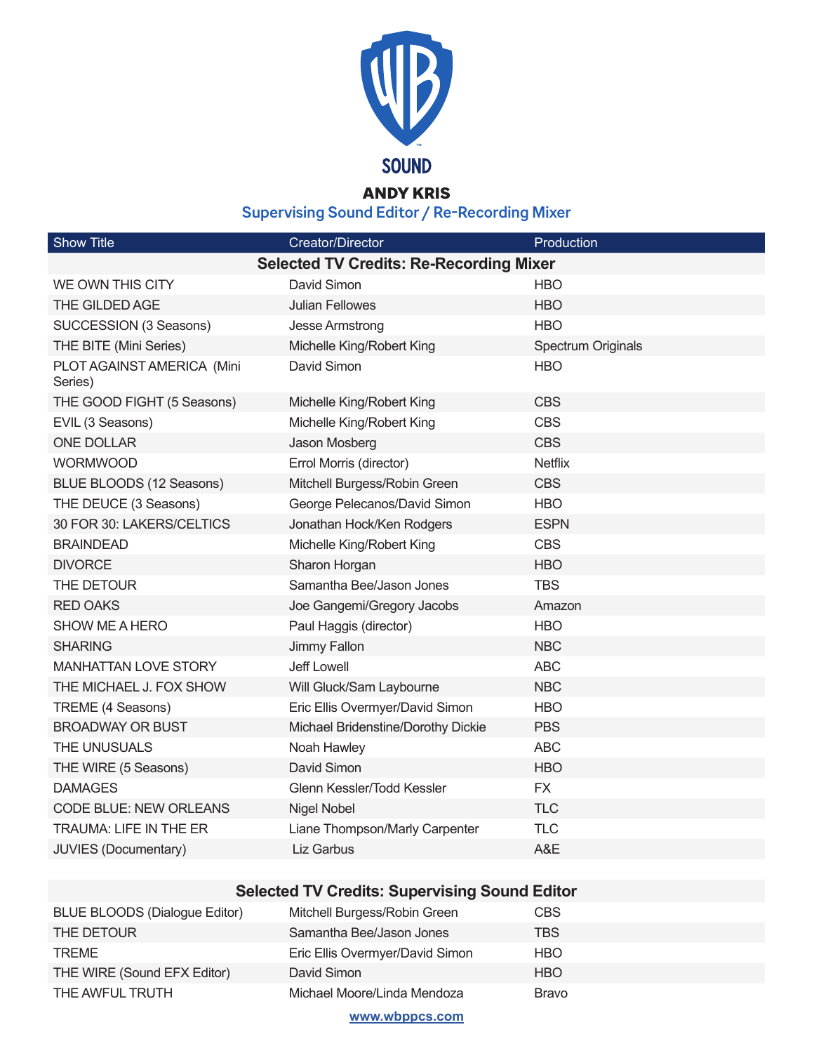SOUND

# ANDY KRIS

## Supervising Sound Editor / Re-Recording Mixer

| Show Title | Creator/Director | Production |
|---|---|---|
| **Selected TV Credits: Re-Recording Mixer** | | |
| WE OWN THIS CITY | David Simon | HBO |
| THE GILDED AGE | Julian Fellowes | HBO |
| SUCCESSION (3 Seasons) | Jesse Armstrong | HBO |
| THE BITE (Mini Series) | Michelle King/Robert King | Spectrum Originals |
| PLOT AGAINST AMERICA (Mini Series) | David Simon | HBO |
| THE GOOD FIGHT (5 Seasons) | Michelle King/Robert King | CBS |
| EVIL (3 Seasons) | Michelle King/Robert King | CBS |
| ONE DOLLAR | Jason Mosberg | CBS |
| WORMWOOD | Errol Morris (director) | Netflix |
| BLUE BLOODS (12 Seasons) | Mitchell Burgess/Robin Green | CBS |
| THE DEUCE (3 Seasons) | George Pelecanos/David Simon | HBO |
| 30 FOR 30: LAKERS/CELTICS | Jonathan Hock/Ken Rodgers | ESPN |
| BRAINDEAD | Michelle King/Robert King | CBS |
| DIVORCE | Sharon Horgan | HBO |
| THE DETOUR | Samantha Bee/Jason Jones | TBS |
| RED OAKS | Joe Gangemi/Gregory Jacobs | Amazon |
| SHOW ME A HERO | Paul Haggis (director) | HBO |
| SHARING | Jimmy Fallon | NBC |
| MANHATTAN LOVE STORY | Jeff Lowell | ABC |
| THE MICHAEL J. FOX SHOW | Will Gluck/Sam Laybourne | NBC |
| TREME (4 Seasons) | Eric Ellis Overmyer/David Simon | HBO |
| BROADWAY OR BUST | Michael Bridenstine/Dorothy Dickie | PBS |
| THE UNUSUALS | Noah Hawley | ABC |
| THE WIRE (5 Seasons) | David Simon | HBO |
| DAMAGES | Glenn Kessler/Todd Kessler | FX |
| CODE BLUE: NEW ORLEANS | Nigel Nobel | TLC |
| TRAUMA: LIFE IN THE ER | Liane Thompson/Marly Carpenter | TLC |
| JUVIES (Documentary) | Liz Garbus | A&E |
| **Selected TV Credits: Supervising Sound Editor** | | |
| BLUE BLOODS (Dialogue Editor) | Mitchell Burgess/Robin Green | CBS |
| THE DETOUR | Samantha Bee/Jason Jones | TBS |
| TREME | Eric Ellis Overmyer/David Simon | HBO |
| THE WIRE (Sound EFX Editor) | David Simon | HBO |
| THE AWFUL TRUTH | Michael Moore/Linda Mendoza | Bravo |

www.wbppcs.com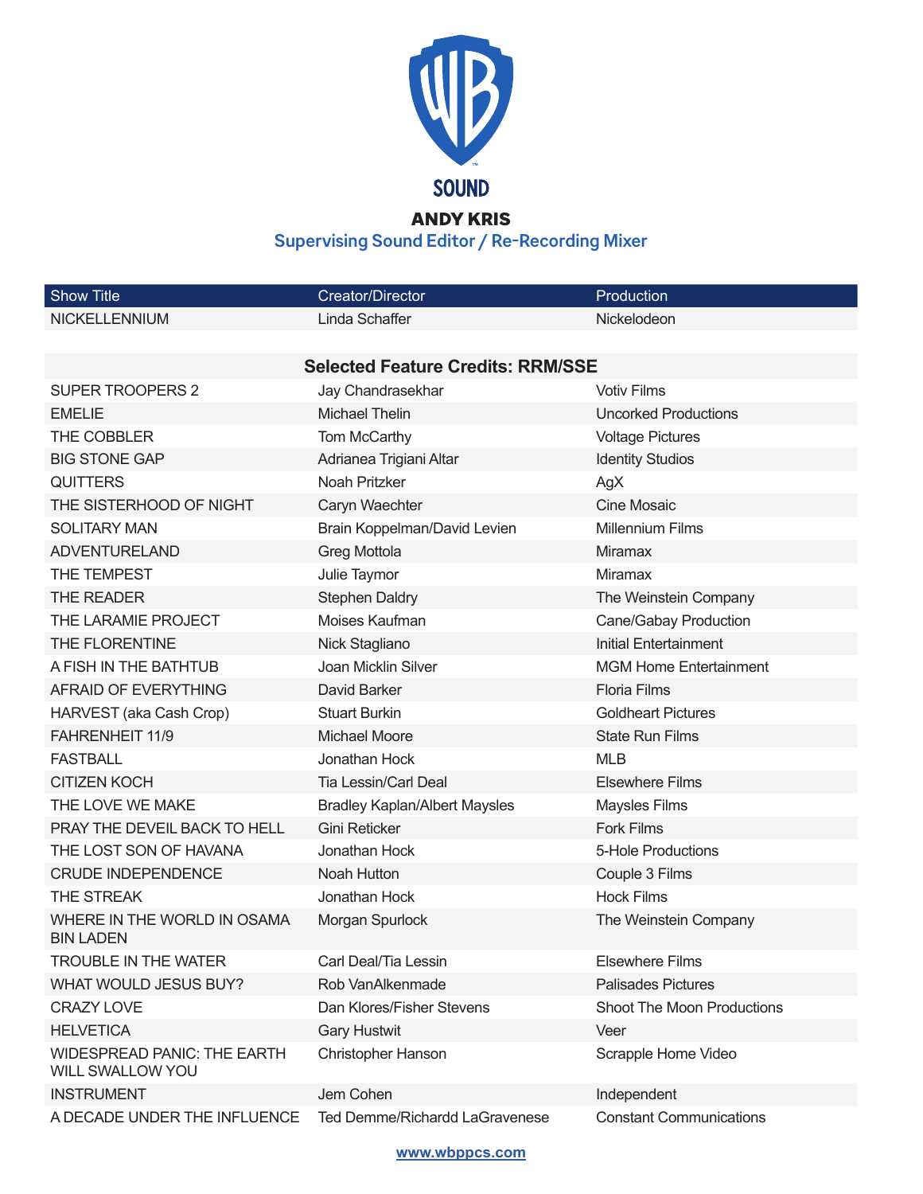SOUND

# ANDY KRIS

## Supervising Sound Editor / Re-Recording Mixer

| Show Title | Creator/Director | Production |
|---|---|---|
| NICKELLENNIUM | Linda Schaffer | Nickelodeon |
| | | |
| **Selected Feature Credits: RRM/SSE** | | |
| SUPER TROOPERS 2 | Jay Chandrasekhar | Votiv Films |
| EMELIE | Michael Thelin | Uncorked Productions |
| THE COBBLER | Tom McCarthy | Voltage Pictures |
| BIG STONE GAP | Adrianea Trigiani Altar | Identity Studios |
| QUITTERS | Noah Pritzker | AgX |
| THE SISTERHOOD OF NIGHT | Caryn Waechter | Cine Mosaic |
| SOLITARY MAN | Brain Koppelman/David Levien | Millennium Films |
| ADVENTURELAND | Greg Mottola | Miramax |
| THE TEMPEST | Julie Taymor | Miramax |
| THE READER | Stephen Daldry | The Weinstein Company |
| THE LARAMIE PROJECT | Moises Kaufman | Cane/Gabay Production |
| THE FLORENTINE | Nick Stagliano | Initial Entertainment |
| A FISH IN THE BATHTUB | Joan Micklin Silver | MGM Home Entertainment |
| AFRAID OF EVERYTHING | David Barker | Floria Films |
| HARVEST (aka Cash Crop) | Stuart Burkin | Goldheart Pictures |
| FAHRENHEIT 11/9 | Michael Moore | State Run Films |
| FASTBALL | Jonathan Hock | MLB |
| CITIZEN KOCH | Tia Lessin/Carl Deal | Elsewhere Films |
| THE LOVE WE MAKE | Bradley Kaplan/Albert Maysles | Maysles Films |
| PRAY THE DEVEIL BACK TO HELL | Gini Reticker | Fork Films |
| THE LOST SON OF HAVANA | Jonathan Hock | 5-Hole Productions |
| CRUDE INDEPENDENCE | Noah Hutton | Couple 3 Films |
| THE STREAK | Jonathan Hock | Hock Films |
| WHERE IN THE WORLD IN OSAMA BIN LADEN | Morgan Spurlock | The Weinstein Company |
| TROUBLE IN THE WATER | Carl Deal/Tia Lessin | Elsewhere Films |
| WHAT WOULD JESUS BUY? | Rob VanAlkenmade | Palisades Pictures |
| CRAZY LOVE | Dan Klores/Fisher Stevens | Shoot The Moon Productions |
| HELVETICA | Gary Hustwit | Veer |
| WIDESPREAD PANIC: THE EARTH WILL SWALLOW YOU | Christopher Hanson | Scrapple Home Video |
| INSTRUMENT | Jem Cohen | Independent |
| A DECADE UNDER THE INFLUENCE | Ted Demme/Richardd LaGravenese | Constant Communications |

www.wbppcs.com